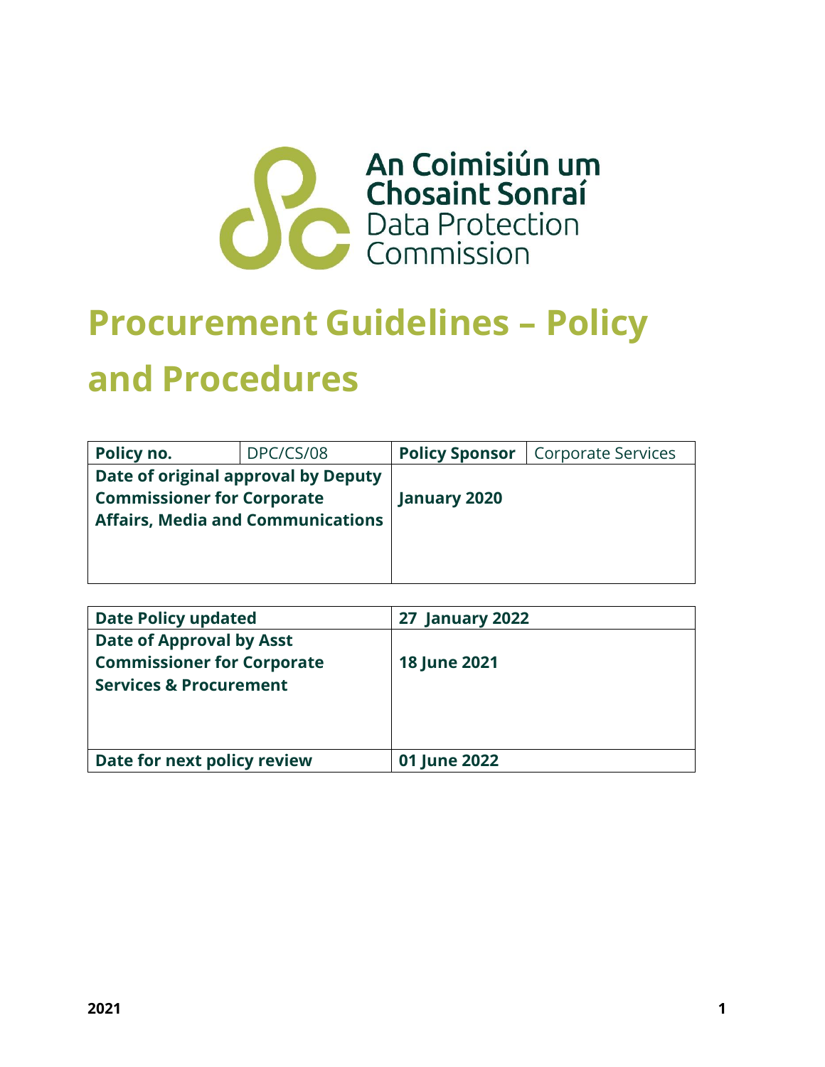An Coimisiún um Chosaint Sonraí
Data Protection Commission

# Procurement Guidelines – Policy and Procedures

| **Policy no.** | DPC/CS/08 | **Policy Sponsor** | Corporate Services |
|---|---|---|---|
| **Date of original approval by Deputy Commissioner for Corporate Affairs, Media and Communications** | | **January 2020** | |

| **Date Policy updated** | **27 January 2022** |
|---|---|
| **Date of Approval by Asst Commissioner for Corporate Services & Procurement** | **18 June 2021** |
| **Date for next policy review** | **01 June 2022** |

**2021**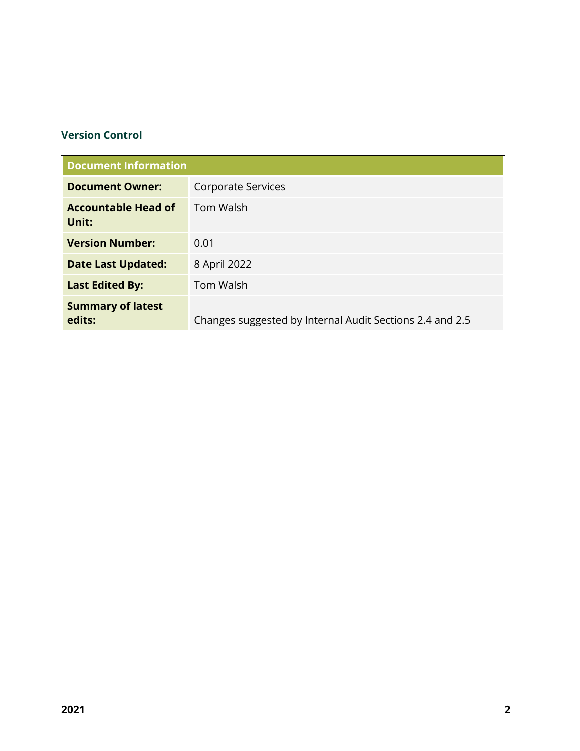### Version Control

| Document Information | |
|---|---|
| **Document Owner:** | Corporate Services |
| **Accountable Head of Unit:** | Tom Walsh |
| **Version Number:** | 0.01 |
| **Date Last Updated:** | 8 April 2022 |
| **Last Edited By:** | Tom Walsh |
| **Summary of latest edits:** | Changes suggested by Internal Audit Sections 2.4 and 2.5 |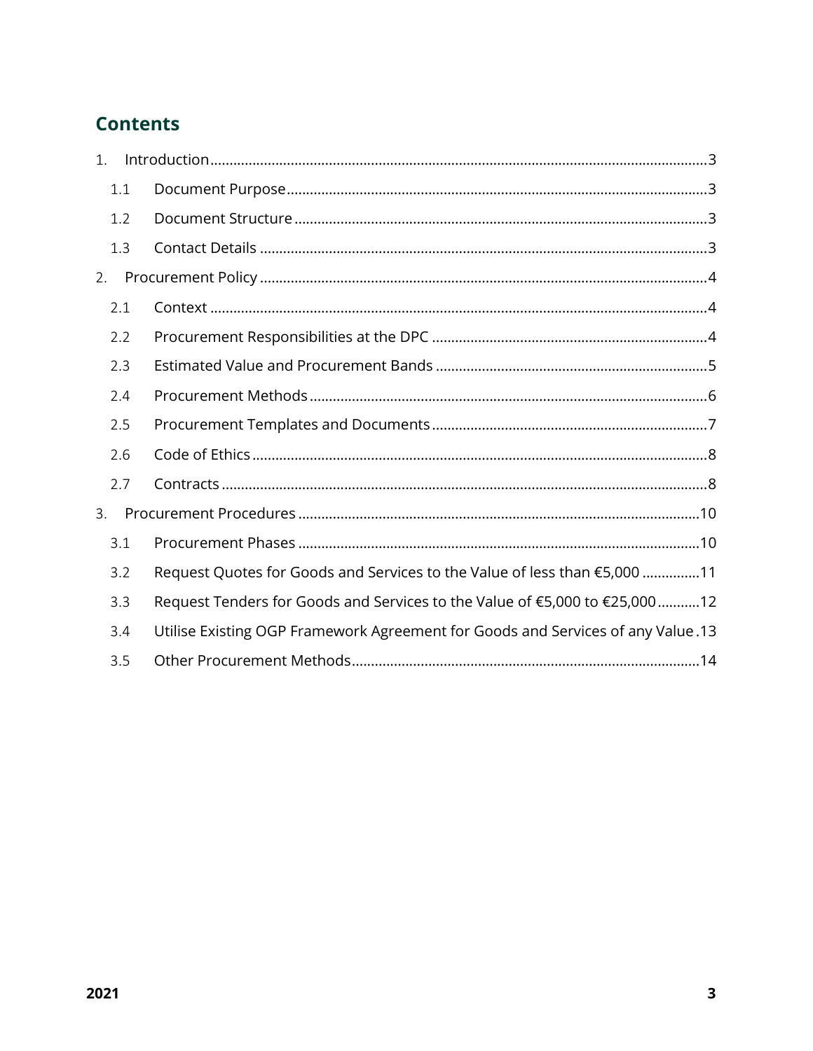# Contents

1. Introduction ..... 3
   - 1.1 Document Purpose ..... 3
   - 1.2 Document Structure ..... 3
   - 1.3 Contact Details ..... 3
2. Procurement Policy ..... 4
   - 2.1 Context ..... 4
   - 2.2 Procurement Responsibilities at the DPC ..... 4
   - 2.3 Estimated Value and Procurement Bands ..... 5
   - 2.4 Procurement Methods ..... 6
   - 2.5 Procurement Templates and Documents ..... 7
   - 2.6 Code of Ethics ..... 8
   - 2.7 Contracts ..... 8
3. Procurement Procedures ..... 10
   - 3.1 Procurement Phases ..... 10
   - 3.2 Request Quotes for Goods and Services to the Value of less than €5,000 ..... 11
   - 3.3 Request Tenders for Goods and Services to the Value of €5,000 to €25,000 ..... 12
   - 3.4 Utilise Existing OGP Framework Agreement for Goods and Services of any Value ..... 13
   - 3.5 Other Procurement Methods ..... 14

2021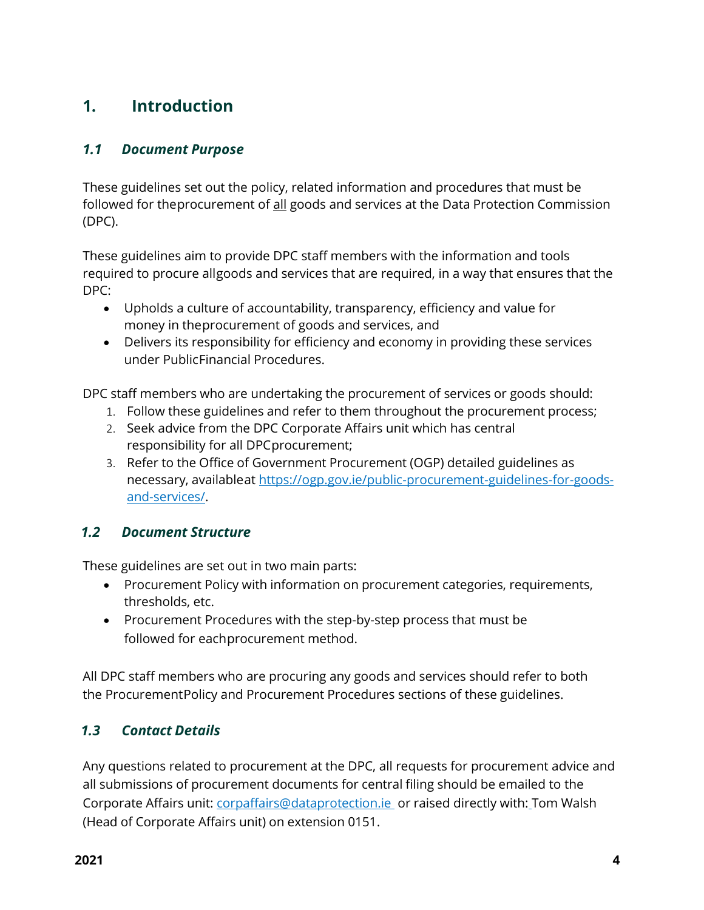# 1. Introduction

## *1.1 Document Purpose*

These guidelines set out the policy, related information and procedures that must be followed for theprocurement of <u>all</u> goods and services at the Data Protection Commission (DPC).

These guidelines aim to provide DPC staff members with the information and tools required to procure allgoods and services that are required, in a way that ensures that the DPC:

- Upholds a culture of accountability, transparency, efficiency and value for money in theprocurement of goods and services, and
- Delivers its responsibility for efficiency and economy in providing these services under PublicFinancial Procedures.

DPC staff members who are undertaking the procurement of services or goods should:

1. Follow these guidelines and refer to them throughout the procurement process;
2. Seek advice from the DPC Corporate Affairs unit which has central responsibility for all DPCprocurement;
3. Refer to the Office of Government Procurement (OGP) detailed guidelines as necessary, availableat [https://ogp.gov.ie/public-procurement-guidelines-for-goods-and-services/](https://ogp.gov.ie/public-procurement-guidelines-for-goods-and-services/).

## *1.2 Document Structure*

These guidelines are set out in two main parts:

- Procurement Policy with information on procurement categories, requirements, thresholds, etc.
- Procurement Procedures with the step-by-step process that must be followed for eachprocurement method.

All DPC staff members who are procuring any goods and services should refer to both the ProcurementPolicy and Procurement Procedures sections of these guidelines.

## *1.3 Contact Details*

Any questions related to procurement at the DPC, all requests for procurement advice and all submissions of procurement documents for central filing should be emailed to the Corporate Affairs unit: [corpaffairs@dataprotection.ie](mailto:corpaffairs@dataprotection.ie) or raised directly with: Tom Walsh (Head of Corporate Affairs unit) on extension 0151.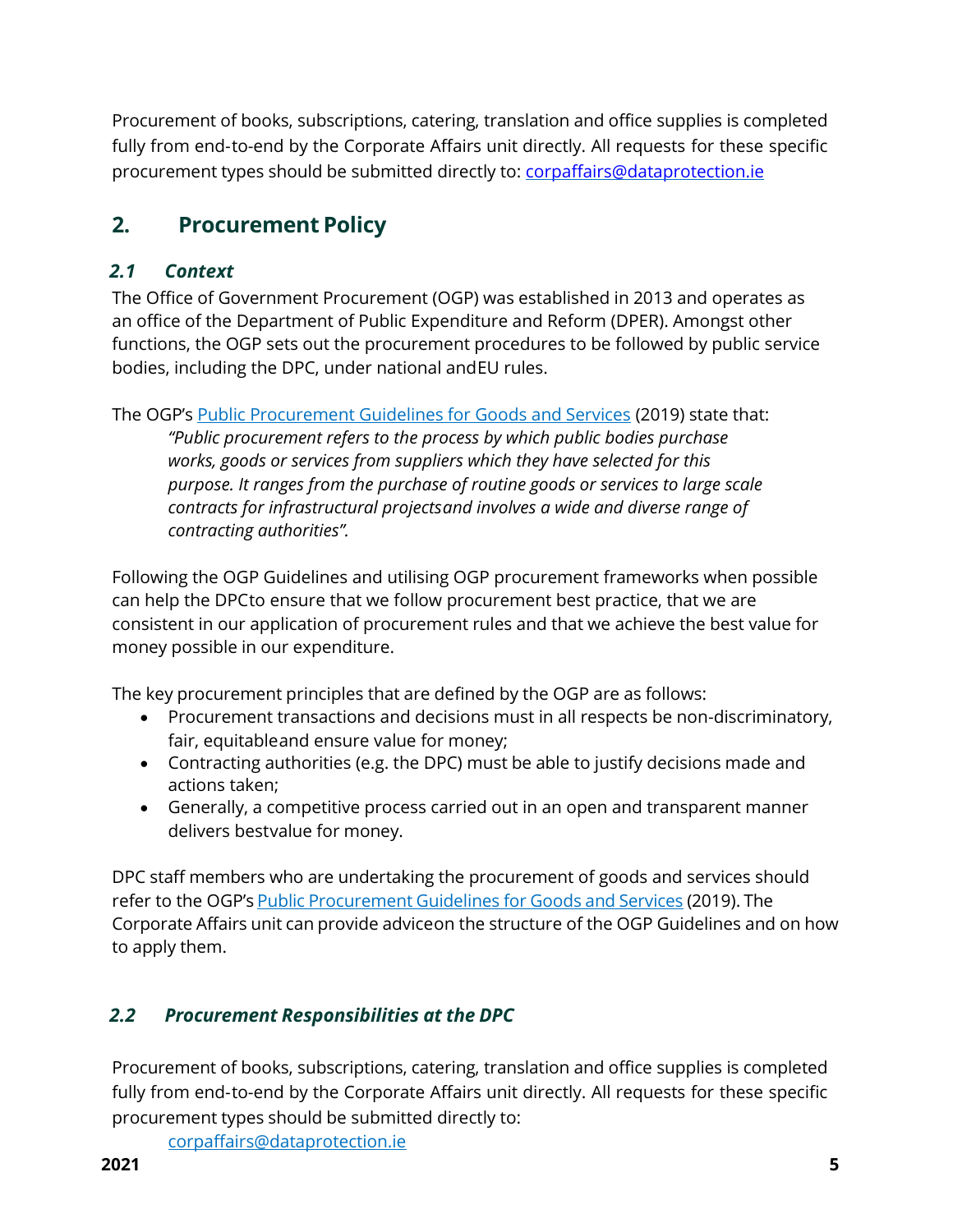Procurement of books, subscriptions, catering, translation and office supplies is completed fully from end-to-end by the Corporate Affairs unit directly. All requests for these specific procurement types should be submitted directly to: corpaffairs@dataprotection.ie

## 2. Procurement Policy

### *2.1 Context*

The Office of Government Procurement (OGP) was established in 2013 and operates as an office of the Department of Public Expenditure and Reform (DPER). Amongst other functions, the OGP sets out the procurement procedures to be followed by public service bodies, including the DPC, under national and EU rules.

The OGP's Public Procurement Guidelines for Goods and Services (2019) state that:

> *"Public procurement refers to the process by which public bodies purchase works, goods or services from suppliers which they have selected for this purpose. It ranges from the purchase of routine goods or services to large scale contracts for infrastructural projects and involves a wide and diverse range of contracting authorities".*

Following the OGP Guidelines and utilising OGP procurement frameworks when possible can help the DPC to ensure that we follow procurement best practice, that we are consistent in our application of procurement rules and that we achieve the best value for money possible in our expenditure.

The key procurement principles that are defined by the OGP are as follows:

- Procurement transactions and decisions must in all respects be non-discriminatory, fair, equitable and ensure value for money;
- Contracting authorities (e.g. the DPC) must be able to justify decisions made and actions taken;
- Generally, a competitive process carried out in an open and transparent manner delivers best value for money.

DPC staff members who are undertaking the procurement of goods and services should refer to the OGP's Public Procurement Guidelines for Goods and Services (2019). The Corporate Affairs unit can provide advice on the structure of the OGP Guidelines and on how to apply them.

### *2.2 Procurement Responsibilities at the DPC*

Procurement of books, subscriptions, catering, translation and office supplies is completed fully from end-to-end by the Corporate Affairs unit directly. All requests for these specific procurement types should be submitted directly to:

corpaffairs@dataprotection.ie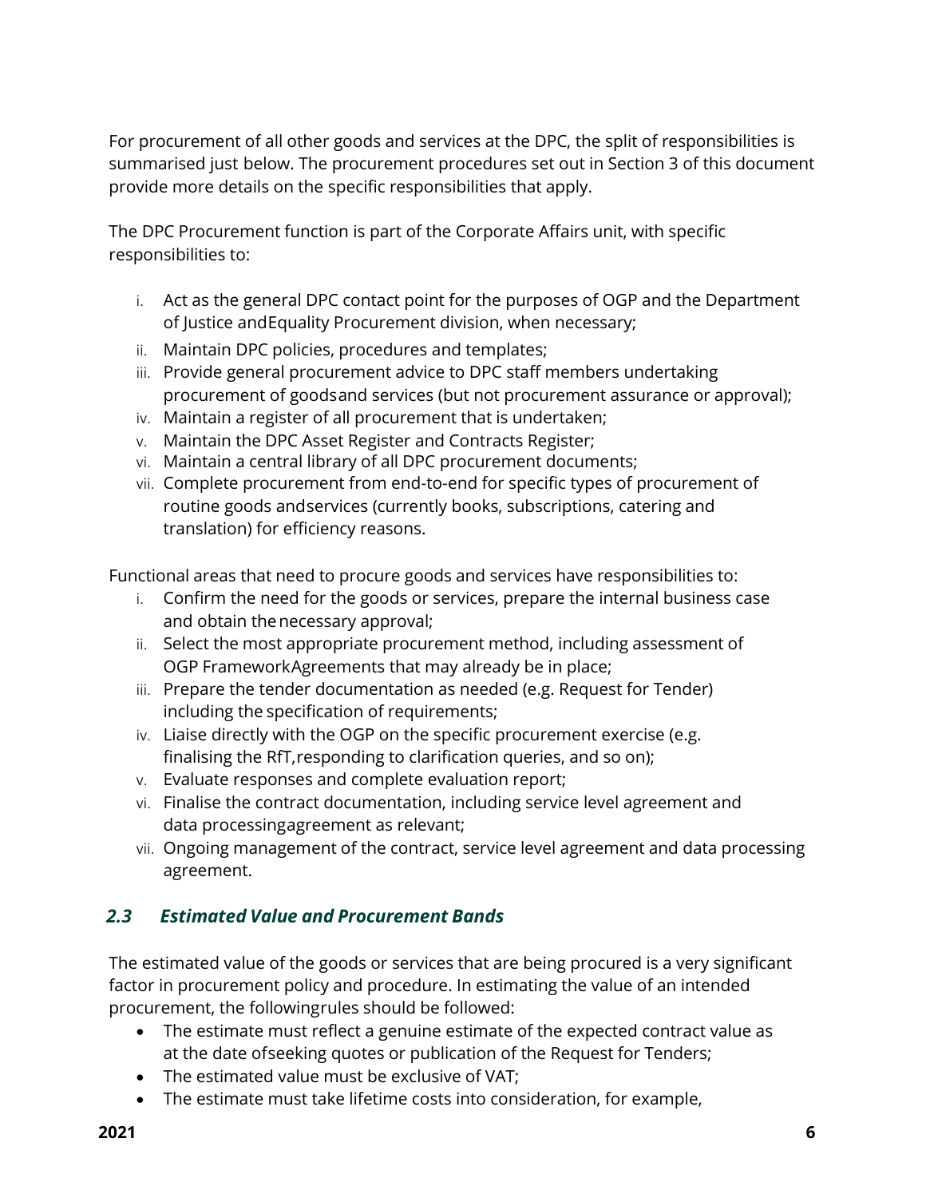For procurement of all other goods and services at the DPC, the split of responsibilities is summarised just below. The procurement procedures set out in Section 3 of this document provide more details on the specific responsibilities that apply.

The DPC Procurement function is part of the Corporate Affairs unit, with specific responsibilities to:

i. Act as the general DPC contact point for the purposes of OGP and the Department of Justice and Equality Procurement division, when necessary;
ii. Maintain DPC policies, procedures and templates;
iii. Provide general procurement advice to DPC staff members undertaking procurement of goods and services (but not procurement assurance or approval);
iv. Maintain a register of all procurement that is undertaken;
v. Maintain the DPC Asset Register and Contracts Register;
vi. Maintain a central library of all DPC procurement documents;
vii. Complete procurement from end-to-end for specific types of procurement of routine goods and services (currently books, subscriptions, catering and translation) for efficiency reasons.

Functional areas that need to procure goods and services have responsibilities to:

i. Confirm the need for the goods or services, prepare the internal business case and obtain the necessary approval;
ii. Select the most appropriate procurement method, including assessment of OGP Framework Agreements that may already be in place;
iii. Prepare the tender documentation as needed (e.g. Request for Tender) including the specification of requirements;
iv. Liaise directly with the OGP on the specific procurement exercise (e.g. finalising the RfT, responding to clarification queries, and so on);
v. Evaluate responses and complete evaluation report;
vi. Finalise the contract documentation, including service level agreement and data processing agreement as relevant;
vii. Ongoing management of the contract, service level agreement and data processing agreement.

## *2.3 Estimated Value and Procurement Bands*

The estimated value of the goods or services that are being procured is a very significant factor in procurement policy and procedure. In estimating the value of an intended procurement, the following rules should be followed:

- The estimate must reflect a genuine estimate of the expected contract value as at the date of seeking quotes or publication of the Request for Tenders;
- The estimated value must be exclusive of VAT;
- The estimate must take lifetime costs into consideration, for example,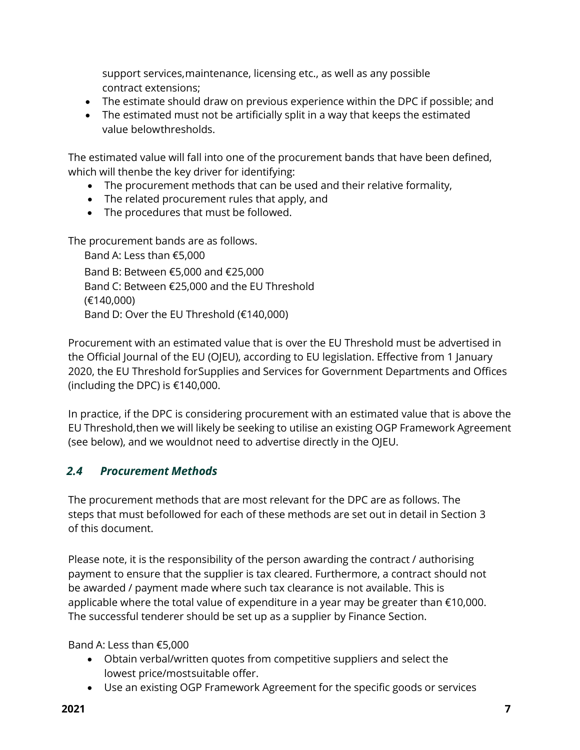support services, maintenance, licensing etc., as well as any possible contract extensions;

- The estimate should draw on previous experience within the DPC if possible; and
- The estimated must not be artificially split in a way that keeps the estimated value below thresholds.

The estimated value will fall into one of the procurement bands that have been defined, which will then be the key driver for identifying:

- The procurement methods that can be used and their relative formality,
- The related procurement rules that apply, and
- The procedures that must be followed.

The procurement bands are as follows.

Band A: Less than €5,000
Band B: Between €5,000 and €25,000
Band C: Between €25,000 and the EU Threshold (€140,000)
Band D: Over the EU Threshold (€140,000)

Procurement with an estimated value that is over the EU Threshold must be advertised in the Official Journal of the EU (OJEU), according to EU legislation. Effective from 1 January 2020, the EU Threshold for Supplies and Services for Government Departments and Offices (including the DPC) is €140,000.

In practice, if the DPC is considering procurement with an estimated value that is above the EU Threshold, then we will likely be seeking to utilise an existing OGP Framework Agreement (see below), and we would not need to advertise directly in the OJEU.

### *2.4 Procurement Methods*

The procurement methods that are most relevant for the DPC are as follows. The steps that must be followed for each of these methods are set out in detail in Section 3 of this document.

Please note, it is the responsibility of the person awarding the contract / authorising payment to ensure that the supplier is tax cleared. Furthermore, a contract should not be awarded / payment made where such tax clearance is not available. This is applicable where the total value of expenditure in a year may be greater than €10,000. The successful tenderer should be set up as a supplier by Finance Section.

Band A: Less than €5,000

- Obtain verbal/written quotes from competitive suppliers and select the lowest price/most suitable offer.
- Use an existing OGP Framework Agreement for the specific goods or services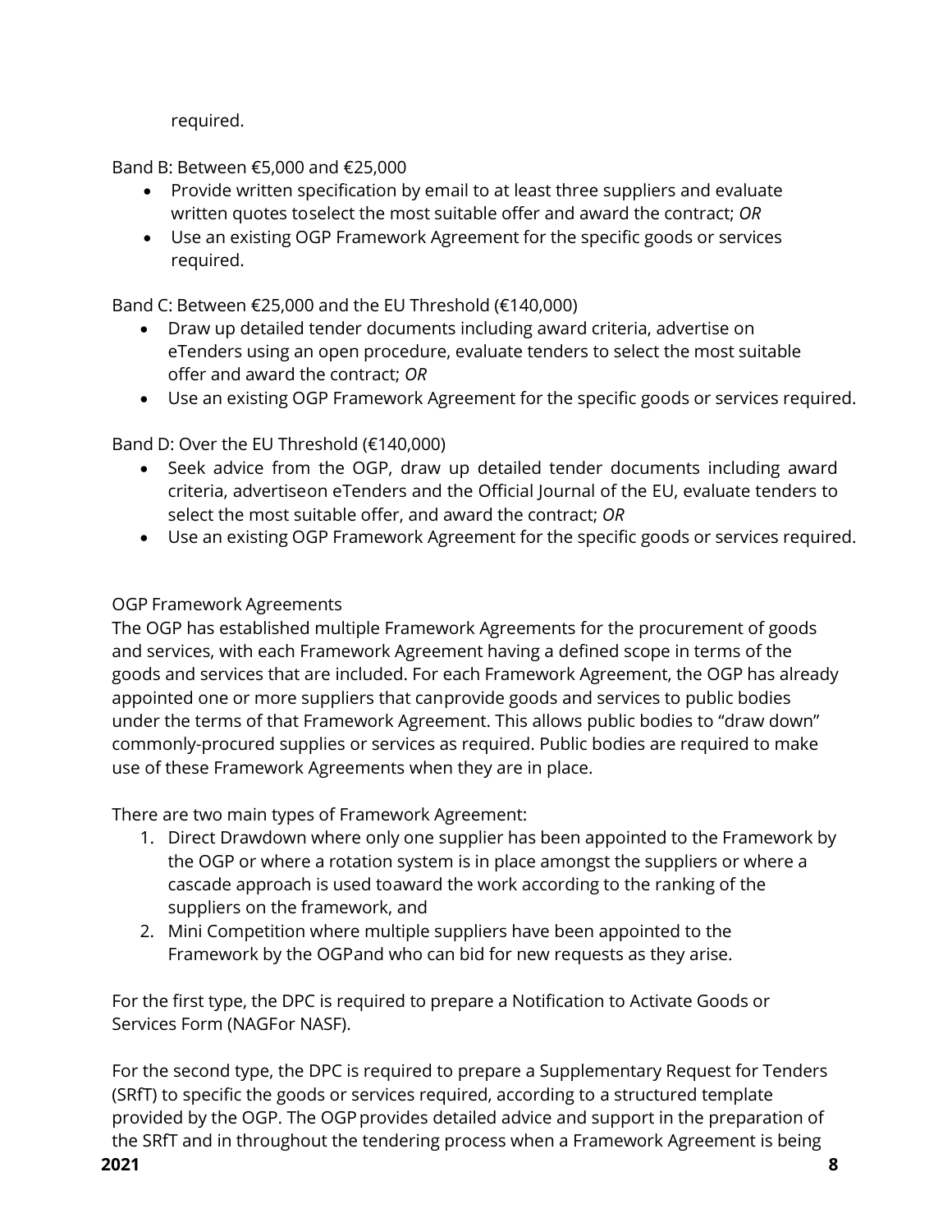required.

Band B: Between €5,000 and €25,000

- Provide written specification by email to at least three suppliers and evaluate written quotes toselect the most suitable offer and award the contract; *OR*
- Use an existing OGP Framework Agreement for the specific goods or services required.

Band C: Between €25,000 and the EU Threshold (€140,000)

- Draw up detailed tender documents including award criteria, advertise on eTenders using an open procedure, evaluate tenders to select the most suitable offer and award the contract; *OR*
- Use an existing OGP Framework Agreement for the specific goods or services required.

Band D: Over the EU Threshold (€140,000)

- Seek advice from the OGP, draw up detailed tender documents including award criteria, advertiseon eTenders and the Official Journal of the EU, evaluate tenders to select the most suitable offer, and award the contract; *OR*
- Use an existing OGP Framework Agreement for the specific goods or services required.

OGP Framework Agreements

The OGP has established multiple Framework Agreements for the procurement of goods and services, with each Framework Agreement having a defined scope in terms of the goods and services that are included. For each Framework Agreement, the OGP has already appointed one or more suppliers that canprovide goods and services to public bodies under the terms of that Framework Agreement. This allows public bodies to "draw down" commonly-procured supplies or services as required. Public bodies are required to make use of these Framework Agreements when they are in place.

There are two main types of Framework Agreement:

1. Direct Drawdown where only one supplier has been appointed to the Framework by the OGP or where a rotation system is in place amongst the suppliers or where a cascade approach is used toaward the work according to the ranking of the suppliers on the framework, and
2. Mini Competition where multiple suppliers have been appointed to the Framework by the OGPand who can bid for new requests as they arise.

For the first type, the DPC is required to prepare a Notification to Activate Goods or Services Form (NAGFor NASF).

For the second type, the DPC is required to prepare a Supplementary Request for Tenders (SRfT) to specific the goods or services required, according to a structured template provided by the OGP. The OGP provides detailed advice and support in the preparation of the SRfT and in throughout the tendering process when a Framework Agreement is being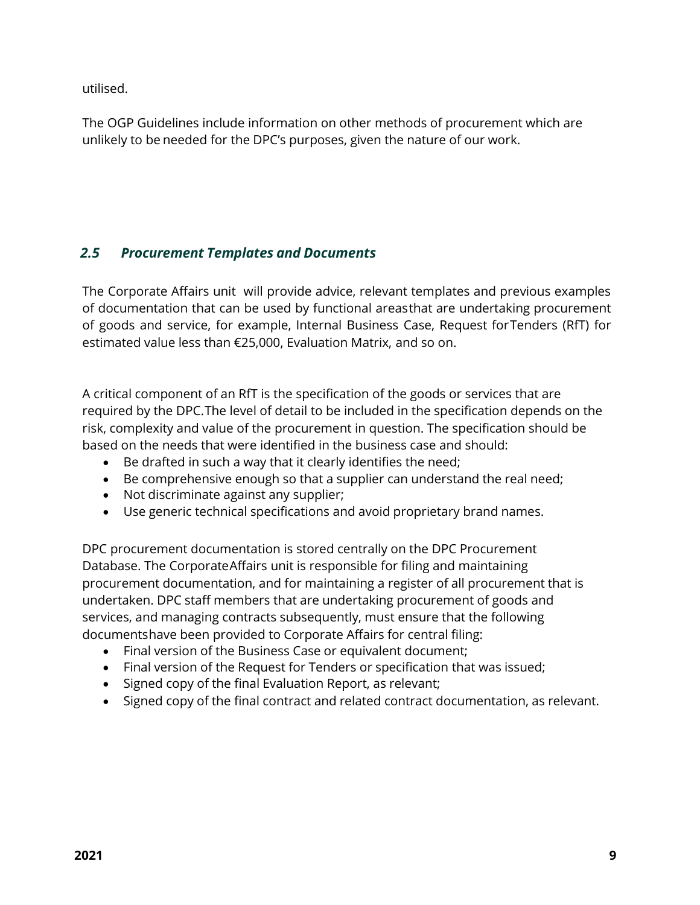utilised.

The OGP Guidelines include information on other methods of procurement which are unlikely to be needed for the DPC's purposes, given the nature of our work.

### *2.5 Procurement Templates and Documents*

The Corporate Affairs unit will provide advice, relevant templates and previous examples of documentation that can be used by functional areasthat are undertaking procurement of goods and service, for example, Internal Business Case, Request forTenders (RfT) for estimated value less than €25,000, Evaluation Matrix, and so on.

A critical component of an RfT is the specification of the goods or services that are required by the DPC.The level of detail to be included in the specification depends on the risk, complexity and value of the procurement in question. The specification should be based on the needs that were identified in the business case and should:

- Be drafted in such a way that it clearly identifies the need;
- Be comprehensive enough so that a supplier can understand the real need;
- Not discriminate against any supplier;
- Use generic technical specifications and avoid proprietary brand names.

DPC procurement documentation is stored centrally on the DPC Procurement Database. The CorporateAffairs unit is responsible for filing and maintaining procurement documentation, and for maintaining a register of all procurement that is undertaken. DPC staff members that are undertaking procurement of goods and services, and managing contracts subsequently, must ensure that the following documentshave been provided to Corporate Affairs for central filing:

- Final version of the Business Case or equivalent document;
- Final version of the Request for Tenders or specification that was issued;
- Signed copy of the final Evaluation Report, as relevant;
- Signed copy of the final contract and related contract documentation, as relevant.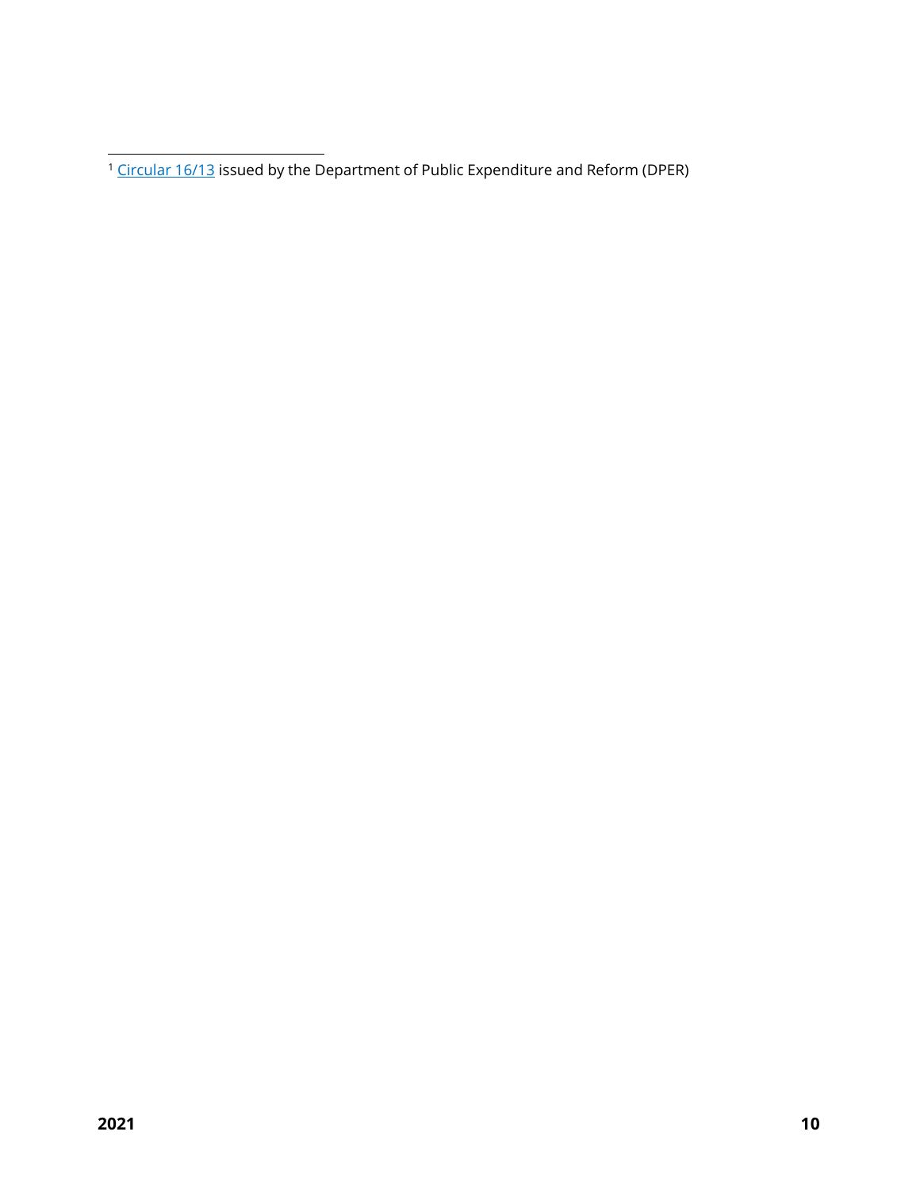[1] Circular 16/13 issued by the Department of Public Expenditure and Reform (DPER)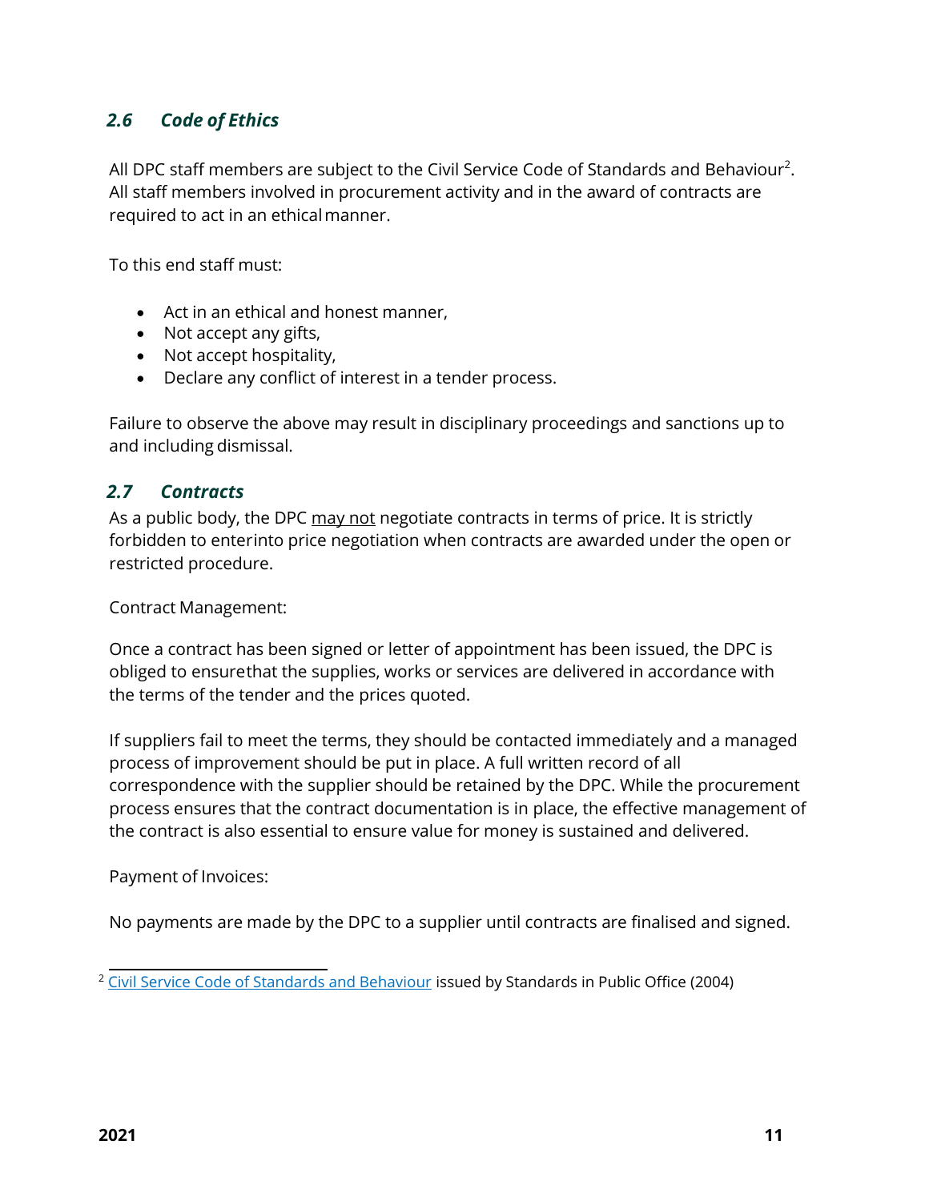### *2.6 Code of Ethics*

All DPC staff members are subject to the Civil Service Code of Standards and Behaviour[2]. All staff members involved in procurement activity and in the award of contracts are required to act in an ethical manner.

To this end staff must:

- Act in an ethical and honest manner,
- Not accept any gifts,
- Not accept hospitality,
- Declare any conflict of interest in a tender process.

Failure to observe the above may result in disciplinary proceedings and sanctions up to and including dismissal.

### *2.7 Contracts*

As a public body, the DPC may not negotiate contracts in terms of price. It is strictly forbidden to enter into price negotiation when contracts are awarded under the open or restricted procedure.

Contract Management:

Once a contract has been signed or letter of appointment has been issued, the DPC is obliged to ensure that the supplies, works or services are delivered in accordance with the terms of the tender and the prices quoted.

If suppliers fail to meet the terms, they should be contacted immediately and a managed process of improvement should be put in place. A full written record of all correspondence with the supplier should be retained by the DPC. While the procurement process ensures that the contract documentation is in place, the effective management of the contract is also essential to ensure value for money is sustained and delivered.

Payment of Invoices:

No payments are made by the DPC to a supplier until contracts are finalised and signed.

---

[2] Civil Service Code of Standards and Behaviour issued by Standards in Public Office (2004)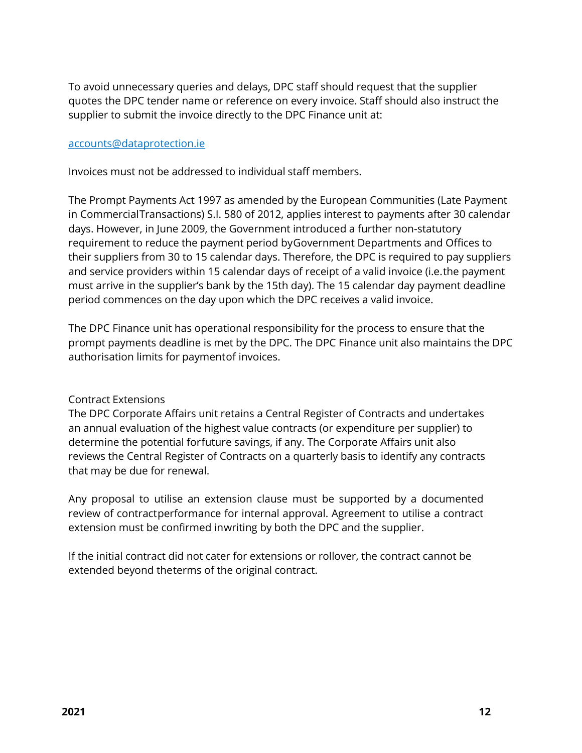To avoid unnecessary queries and delays, DPC staff should request that the supplier quotes the DPC tender name or reference on every invoice. Staff should also instruct the supplier to submit the invoice directly to the DPC Finance unit at:

accounts@dataprotection.ie

Invoices must not be addressed to individual staff members.

The Prompt Payments Act 1997 as amended by the European Communities (Late Payment in CommercialTransactions) S.I. 580 of 2012, applies interest to payments after 30 calendar days. However, in June 2009, the Government introduced a further non-statutory requirement to reduce the payment period byGovernment Departments and Offices to their suppliers from 30 to 15 calendar days. Therefore, the DPC is required to pay suppliers and service providers within 15 calendar days of receipt of a valid invoice (i.e.the payment must arrive in the supplier's bank by the 15th day). The 15 calendar day payment deadline period commences on the day upon which the DPC receives a valid invoice.

The DPC Finance unit has operational responsibility for the process to ensure that the prompt payments deadline is met by the DPC. The DPC Finance unit also maintains the DPC authorisation limits for paymentof invoices.

## Contract Extensions

The DPC Corporate Affairs unit retains a Central Register of Contracts and undertakes an annual evaluation of the highest value contracts (or expenditure per supplier) to determine the potential forfuture savings, if any. The Corporate Affairs unit also reviews the Central Register of Contracts on a quarterly basis to identify any contracts that may be due for renewal.

Any proposal to utilise an extension clause must be supported by a documented review of contractperformance for internal approval. Agreement to utilise a contract extension must be confirmed inwriting by both the DPC and the supplier.

If the initial contract did not cater for extensions or rollover, the contract cannot be extended beyond theterms of the original contract.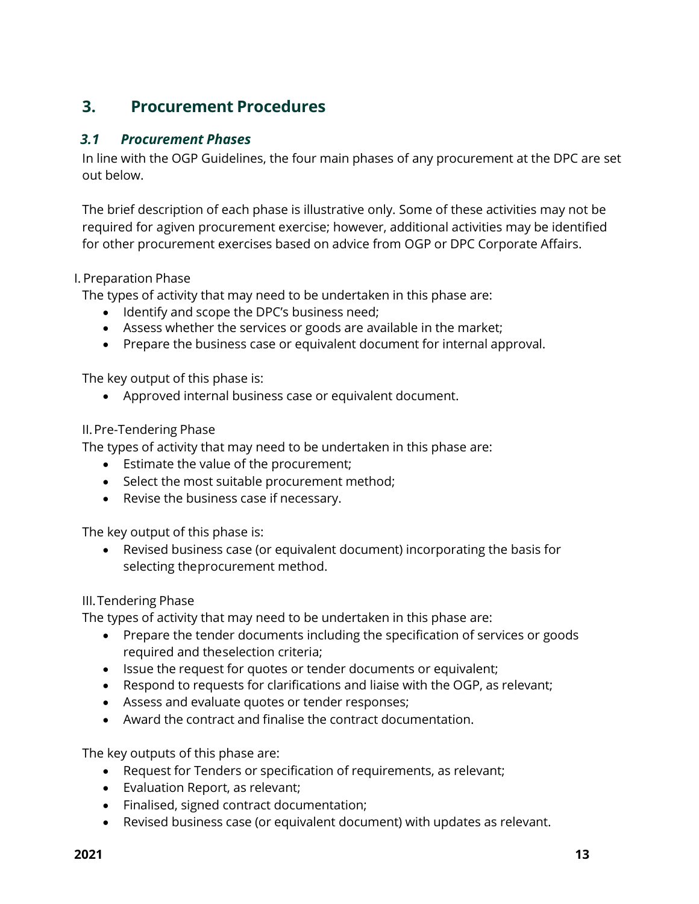## 3. Procurement Procedures

### *3.1 Procurement Phases*

In line with the OGP Guidelines, the four main phases of any procurement at the DPC are set out below.

The brief description of each phase is illustrative only. Some of these activities may not be required for agiven procurement exercise; however, additional activities may be identified for other procurement exercises based on advice from OGP or DPC Corporate Affairs.

I. Preparation Phase

The types of activity that may need to be undertaken in this phase are:

- Identify and scope the DPC's business need;
- Assess whether the services or goods are available in the market;
- Prepare the business case or equivalent document for internal approval.

The key output of this phase is:

- Approved internal business case or equivalent document.

II. Pre-Tendering Phase

The types of activity that may need to be undertaken in this phase are:

- Estimate the value of the procurement;
- Select the most suitable procurement method;
- Revise the business case if necessary.

The key output of this phase is:

- Revised business case (or equivalent document) incorporating the basis for selecting theprocurement method.

III. Tendering Phase

The types of activity that may need to be undertaken in this phase are:

- Prepare the tender documents including the specification of services or goods required and theselection criteria;
- Issue the request for quotes or tender documents or equivalent;
- Respond to requests for clarifications and liaise with the OGP, as relevant;
- Assess and evaluate quotes or tender responses;
- Award the contract and finalise the contract documentation.

The key outputs of this phase are:

- Request for Tenders or specification of requirements, as relevant;
- Evaluation Report, as relevant;
- Finalised, signed contract documentation;
- Revised business case (or equivalent document) with updates as relevant.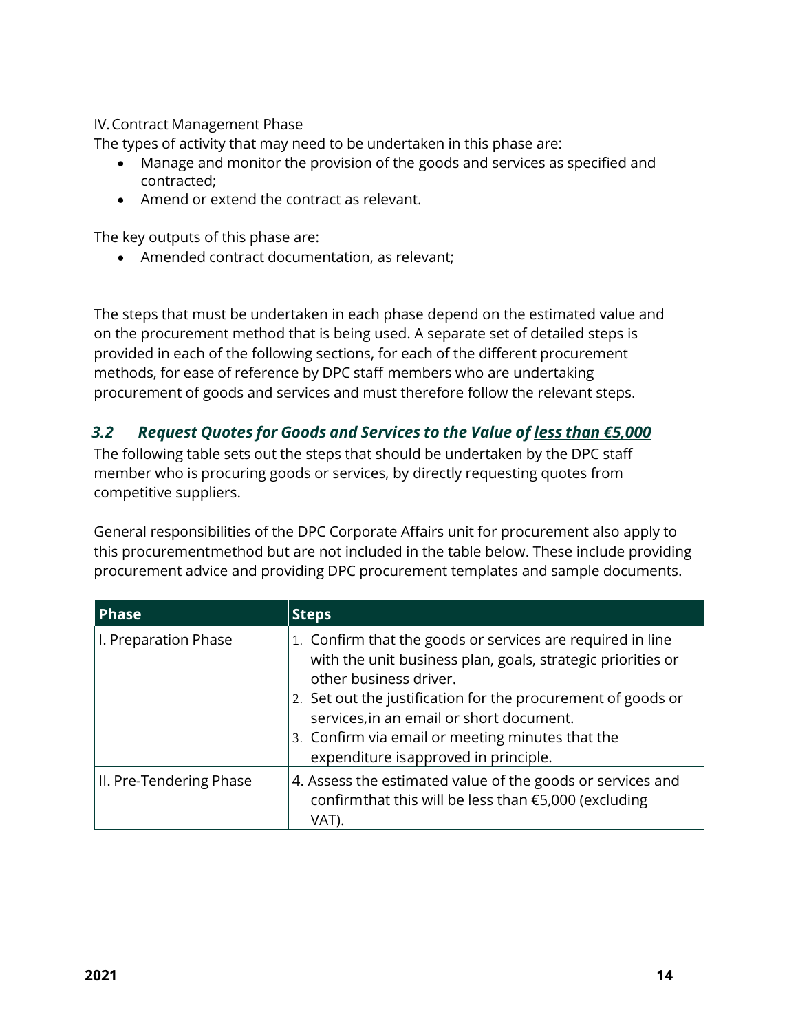IV. Contract Management Phase

The types of activity that may need to be undertaken in this phase are:

- Manage and monitor the provision of the goods and services as specified and contracted;
- Amend or extend the contract as relevant.

The key outputs of this phase are:

- Amended contract documentation, as relevant;

The steps that must be undertaken in each phase depend on the estimated value and on the procurement method that is being used. A separate set of detailed steps is provided in each of the following sections, for each of the different procurement methods, for ease of reference by DPC staff members who are undertaking procurement of goods and services and must therefore follow the relevant steps.

### *3.2 Request Quotes for Goods and Services to the Value of <u>less than €5,000</u>*

The following table sets out the steps that should be undertaken by the DPC staff member who is procuring goods or services, by directly requesting quotes from competitive suppliers.

General responsibilities of the DPC Corporate Affairs unit for procurement also apply to this procurementmethod but are not included in the table below. These include providing procurement advice and providing DPC procurement templates and sample documents.

| Phase | Steps |
|---|---|
| I. Preparation Phase | 1. Confirm that the goods or services are required in line with the unit business plan, goals, strategic priorities or other business driver.<br>2. Set out the justification for the procurement of goods or services,in an email or short document.<br>3. Confirm via email or meeting minutes that the expenditure isapproved in principle. |
| II. Pre-Tendering Phase | 4. Assess the estimated value of the goods or services and confirmthat this will be less than €5,000 (excluding VAT). |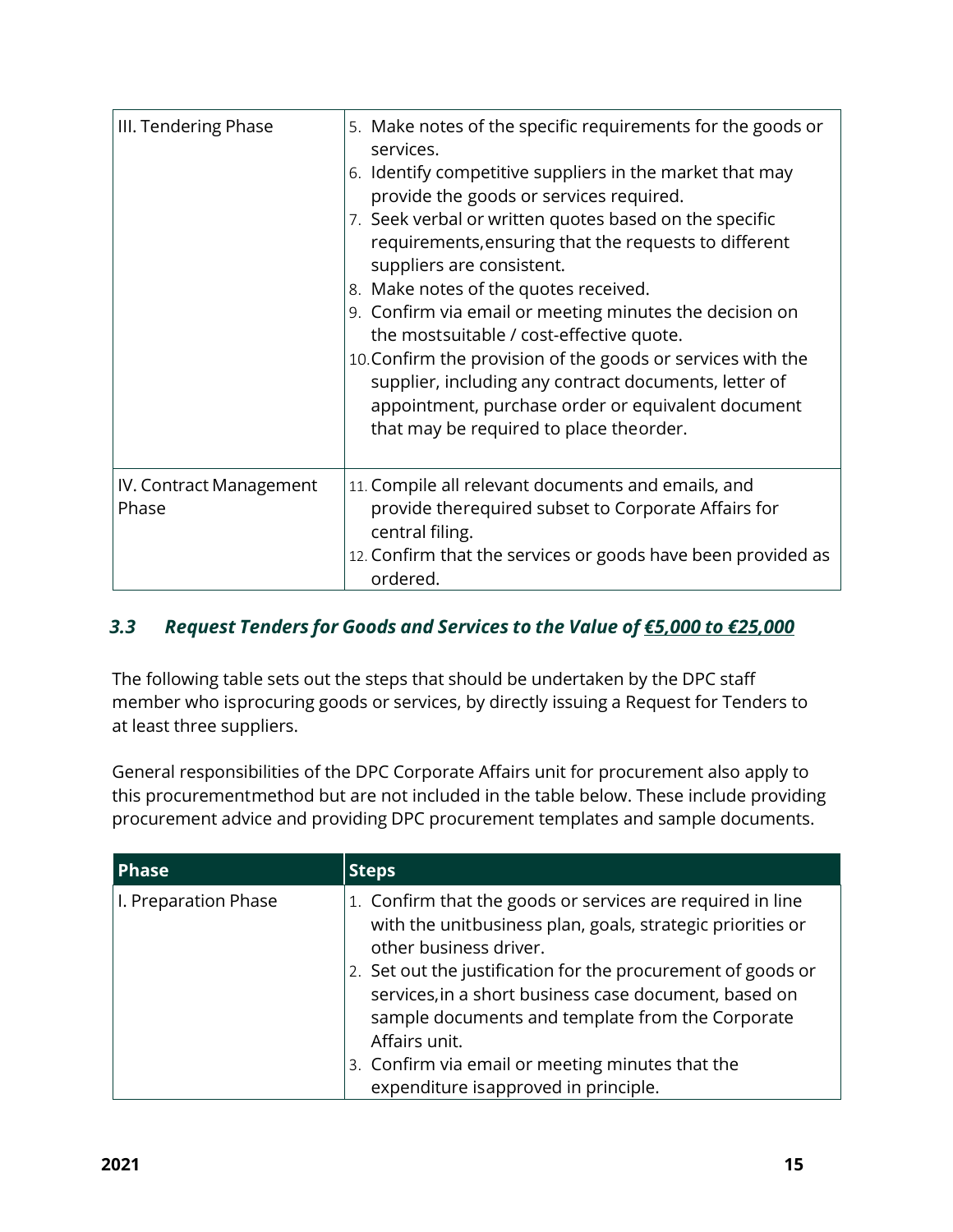| | |
|---|---|
| III. Tendering Phase | 5. Make notes of the specific requirements for the goods or services.<br>6. Identify competitive suppliers in the market that may provide the goods or services required.<br>7. Seek verbal or written quotes based on the specific requirements,ensuring that the requests to different suppliers are consistent.<br>8. Make notes of the quotes received.<br>9. Confirm via email or meeting minutes the decision on the mostsuitable / cost-effective quote.<br>10. Confirm the provision of the goods or services with the supplier, including any contract documents, letter of appointment, purchase order or equivalent document that may be required to place theorder. |
| IV. Contract Management Phase | 11. Compile all relevant documents and emails, and provide therequired subset to Corporate Affairs for central filing.<br>12. Confirm that the services or goods have been provided as ordered. |

### *3.3 Request Tenders for Goods and Services to the Value of <u>€5,000 to €25,000</u>*

The following table sets out the steps that should be undertaken by the DPC staff member who isprocuring goods or services, by directly issuing a Request for Tenders to at least three suppliers.

General responsibilities of the DPC Corporate Affairs unit for procurement also apply to this procurementmethod but are not included in the table below. These include providing procurement advice and providing DPC procurement templates and sample documents.

| Phase | Steps |
|---|---|
| I. Preparation Phase | 1. Confirm that the goods or services are required in line with the unitbusiness plan, goals, strategic priorities or other business driver.<br>2. Set out the justification for the procurement of goods or services,in a short business case document, based on sample documents and template from the Corporate Affairs unit.<br>3. Confirm via email or meeting minutes that the expenditure isapproved in principle. |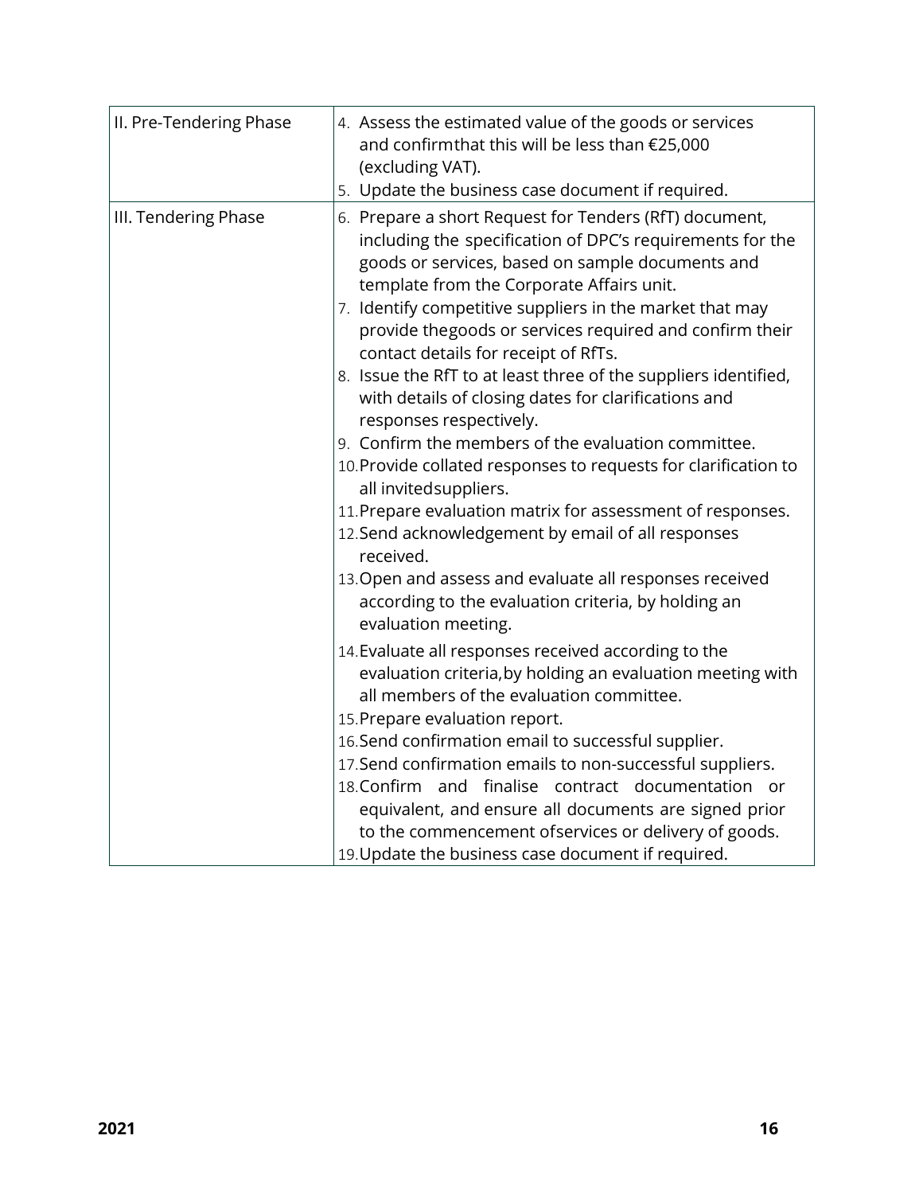| | |
|---|---|
| II. Pre-Tendering Phase | 4. Assess the estimated value of the goods or services and confirmthat this will be less than €25,000 (excluding VAT).<br>5. Update the business case document if required. |
| III. Tendering Phase | 6. Prepare a short Request for Tenders (RfT) document, including the specification of DPC's requirements for the goods or services, based on sample documents and template from the Corporate Affairs unit.<br>7. Identify competitive suppliers in the market that may provide thegoods or services required and confirm their contact details for receipt of RfTs.<br>8. Issue the RfT to at least three of the suppliers identified, with details of closing dates for clarifications and responses respectively.<br>9. Confirm the members of the evaluation committee.<br>10. Provide collated responses to requests for clarification to all invitedsuppliers.<br>11. Prepare evaluation matrix for assessment of responses.<br>12. Send acknowledgement by email of all responses received.<br>13. Open and assess and evaluate all responses received according to the evaluation criteria, by holding an evaluation meeting.<br>14. Evaluate all responses received according to the evaluation criteria,by holding an evaluation meeting with all members of the evaluation committee.<br>15. Prepare evaluation report.<br>16. Send confirmation email to successful supplier.<br>17. Send confirmation emails to non-successful suppliers.<br>18. Confirm and finalise contract documentation or equivalent, and ensure all documents are signed prior to the commencement ofservices or delivery of goods.<br>19. Update the business case document if required. |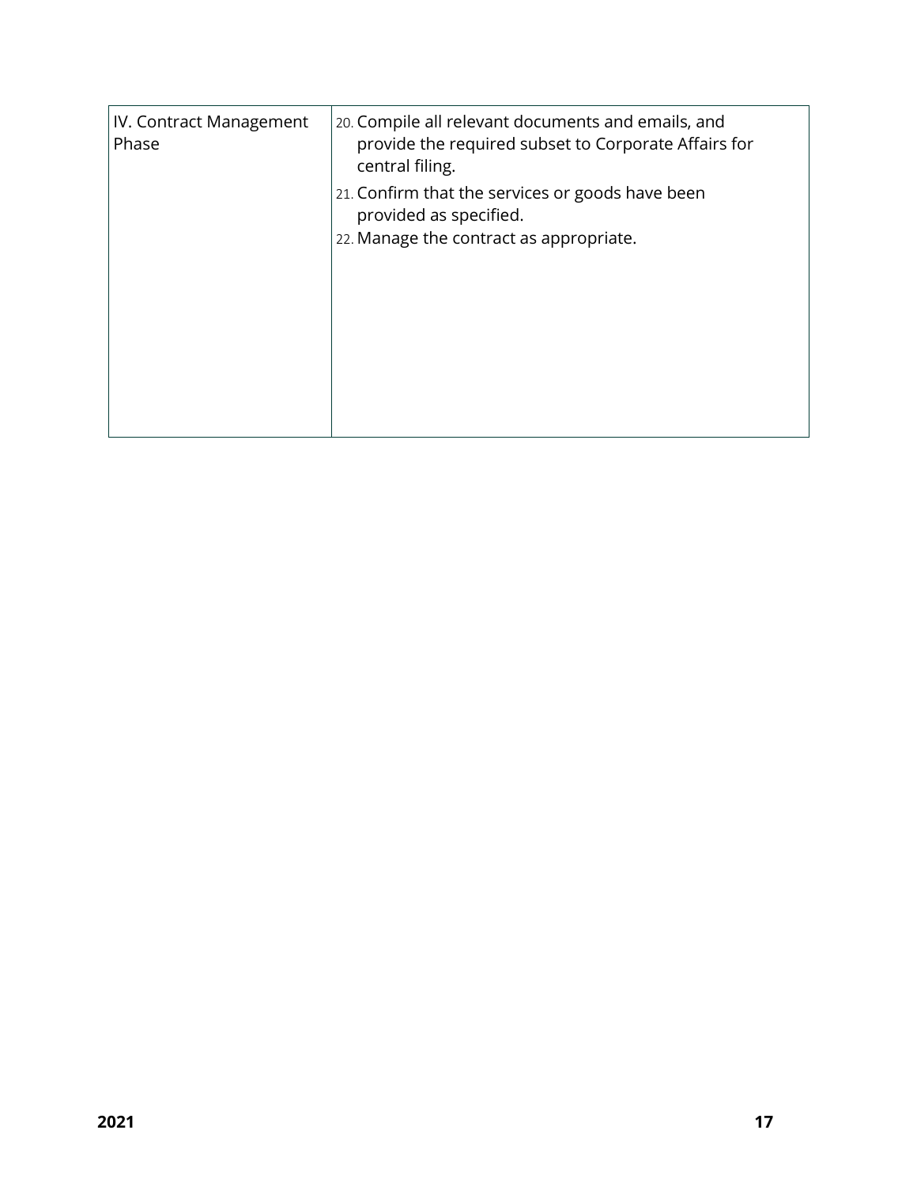| IV. Contract Management Phase | 20. Compile all relevant documents and emails, and provide the required subset to Corporate Affairs for central filing.<br>21. Confirm that the services or goods have been provided as specified.<br>22. Manage the contract as appropriate. |
|---|---|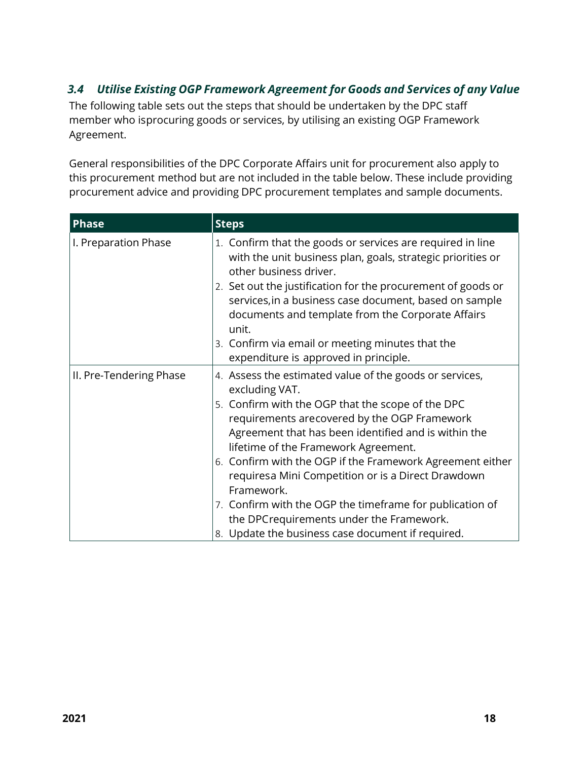### *3.4 Utilise Existing OGP Framework Agreement for Goods and Services of any Value*

The following table sets out the steps that should be undertaken by the DPC staff member who isprocuring goods or services, by utilising an existing OGP Framework Agreement.

General responsibilities of the DPC Corporate Affairs unit for procurement also apply to this procurement method but are not included in the table below. These include providing procurement advice and providing DPC procurement templates and sample documents.

| Phase | Steps |
|---|---|
| I. Preparation Phase | 1. Confirm that the goods or services are required in line with the unit business plan, goals, strategic priorities or other business driver.<br>2. Set out the justification for the procurement of goods or services,in a business case document, based on sample documents and template from the Corporate Affairs unit.<br>3. Confirm via email or meeting minutes that the expenditure is approved in principle. |
| II. Pre-Tendering Phase | 4. Assess the estimated value of the goods or services, excluding VAT.<br>5. Confirm with the OGP that the scope of the DPC requirements arecovered by the OGP Framework Agreement that has been identified and is within the lifetime of the Framework Agreement.<br>6. Confirm with the OGP if the Framework Agreement either requiresa Mini Competition or is a Direct Drawdown Framework.<br>7. Confirm with the OGP the timeframe for publication of the DPCrequirements under the Framework.<br>8. Update the business case document if required. |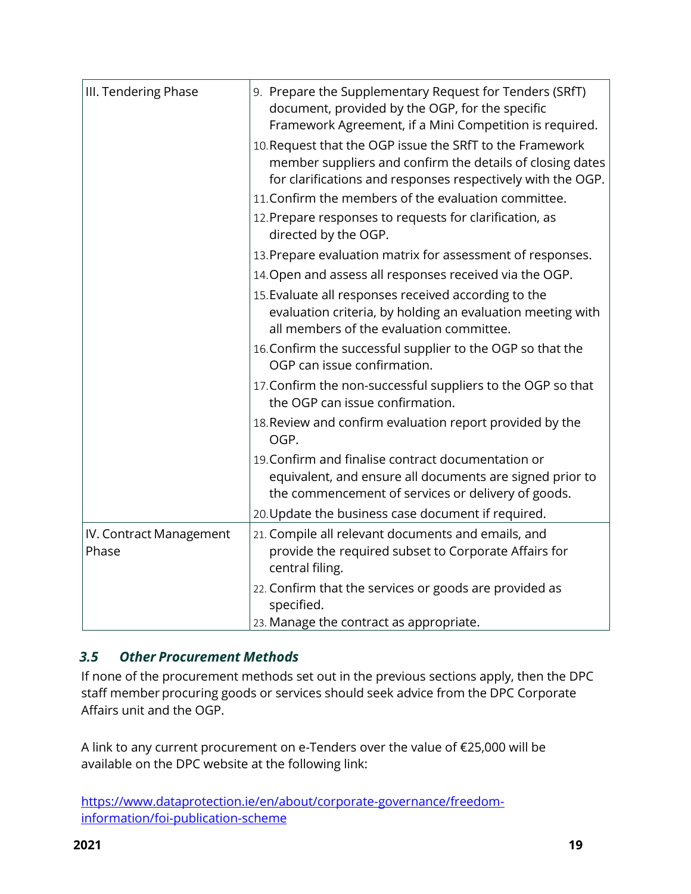| | |
|---|---|
| III. Tendering Phase | 9. Prepare the Supplementary Request for Tenders (SRfT) document, provided by the OGP, for the specific Framework Agreement, if a Mini Competition is required.<br>10. Request that the OGP issue the SRfT to the Framework member suppliers and confirm the details of closing dates for clarifications and responses respectively with the OGP.<br>11. Confirm the members of the evaluation committee.<br>12. Prepare responses to requests for clarification, as directed by the OGP.<br>13. Prepare evaluation matrix for assessment of responses.<br>14. Open and assess all responses received via the OGP.<br>15. Evaluate all responses received according to the evaluation criteria, by holding an evaluation meeting with all members of the evaluation committee.<br>16. Confirm the successful supplier to the OGP so that the OGP can issue confirmation.<br>17. Confirm the non-successful suppliers to the OGP so that the OGP can issue confirmation.<br>18. Review and confirm evaluation report provided by the OGP.<br>19. Confirm and finalise contract documentation or equivalent, and ensure all documents are signed prior to the commencement of services or delivery of goods.<br>20. Update the business case document if required. |
| IV. Contract Management Phase | 21. Compile all relevant documents and emails, and provide the required subset to Corporate Affairs for central filing.<br>22. Confirm that the services or goods are provided as specified.<br>23. Manage the contract as appropriate. |

### *3.5 Other Procurement Methods*

If none of the procurement methods set out in the previous sections apply, then the DPC staff member procuring goods or services should seek advice from the DPC Corporate Affairs unit and the OGP.

A link to any current procurement on e-Tenders over the value of €25,000 will be available on the DPC website at the following link:

https://www.dataprotection.ie/en/about/corporate-governance/freedom-information/foi-publication-scheme